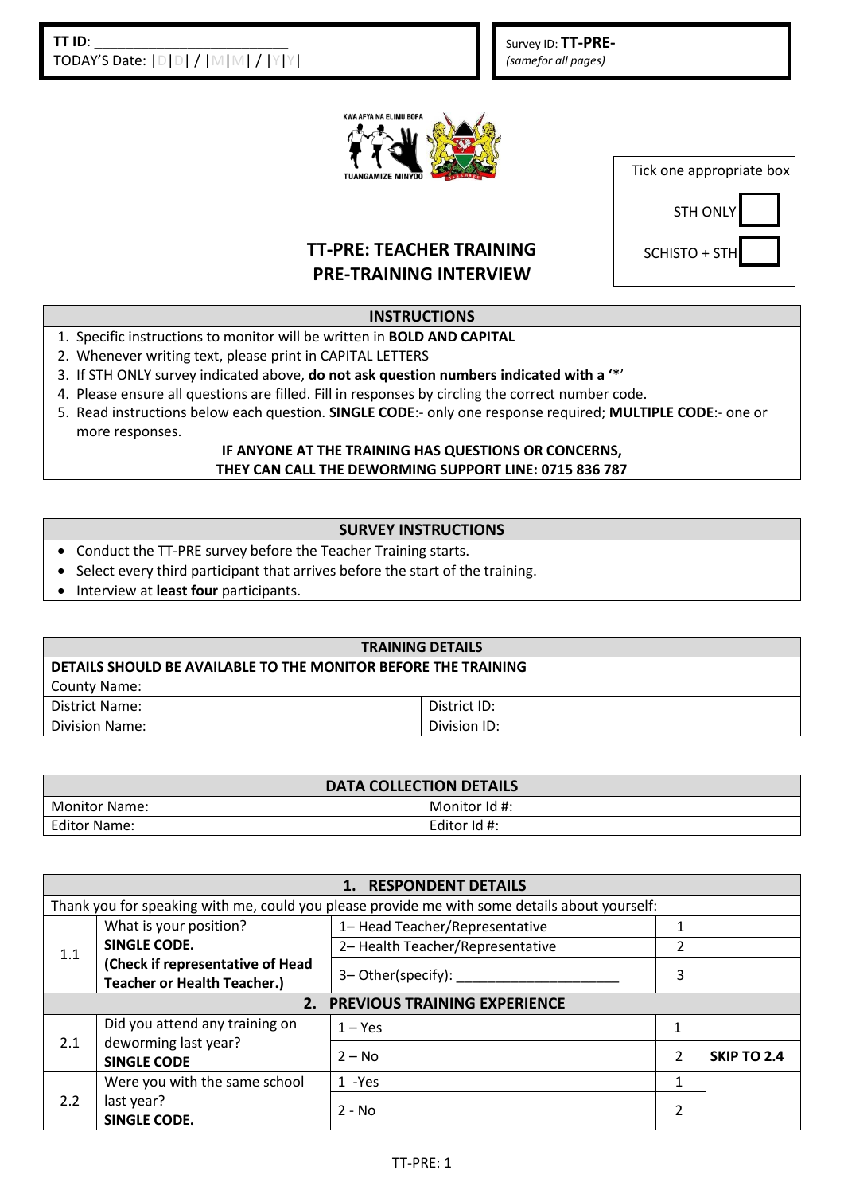**TT ID**: ________________________
TODAY'S Date: |D|D| / |M|M| / |Y|Y|

Survey ID: **TT-PRE-**
*(samefor all pages)*

KWA AFYA NA ELIMU BORA
TUANGAMIZE MINYOO

Tick one appropriate box

STH ONLY ☐

SCHISTO + STH ☐

# TT-PRE: TEACHER TRAINING PRE-TRAINING INTERVIEW

| INSTRUCTIONS |
|---|
| 1. Specific instructions to monitor will be written in **BOLD AND CAPITAL** |
| 2. Whenever writing text, please print in CAPITAL LETTERS |
| 3. If STH ONLY survey indicated above, **do not ask question numbers indicated with a '*'** |
| 4. Please ensure all questions are filled. Fill in responses by circling the correct number code. |
| 5. Read instructions below each question. **SINGLE CODE**:- only one response required; **MULTIPLE CODE**:- one or more responses. |
| **IF ANYONE AT THE TRAINING HAS QUESTIONS OR CONCERNS, THEY CAN CALL THE DEWORMING SUPPORT LINE: 0715 836 787** |

| SURVEY INSTRUCTIONS |
|---|
| • Conduct the TT-PRE survey before the Teacher Training starts. |
| • Select every third participant that arrives before the start of the training. |
| • Interview at **least four** participants. |

| TRAINING DETAILS | |
|---|---|
| **DETAILS SHOULD BE AVAILABLE TO THE MONITOR BEFORE THE TRAINING** | |
| County Name: | |
| District Name: | District ID: |
| Division Name: | Division ID: |

| DATA COLLECTION DETAILS | |
|---|---|
| Monitor Name: | Monitor Id #: |
| Editor Name: | Editor Id #: |

| **1. RESPONDENT DETAILS** | | | | |
|---|---|---|---|---|
| Thank you for speaking with me, could you please provide me with some details about yourself: | | | | |
| 1.1 | What is your position? **SINGLE CODE. (Check if representative of Head Teacher or Health Teacher.)** | 1– Head Teacher/Representative | 1 | |
| | | 2– Health Teacher/Representative | 2 | |
| | | 3– Other(specify): ____________________ | 3 | |
| **2. PREVIOUS TRAINING EXPERIENCE** | | | | |
| 2.1 | Did you attend any training on deworming last year? **SINGLE CODE** | 1 – Yes | 1 | |
| | | 2 – No | 2 | **SKIP TO 2.4** |
| 2.2 | Were you with the same school last year? **SINGLE CODE.** | 1 -Yes | 1 | |
| | | 2 - No | 2 | |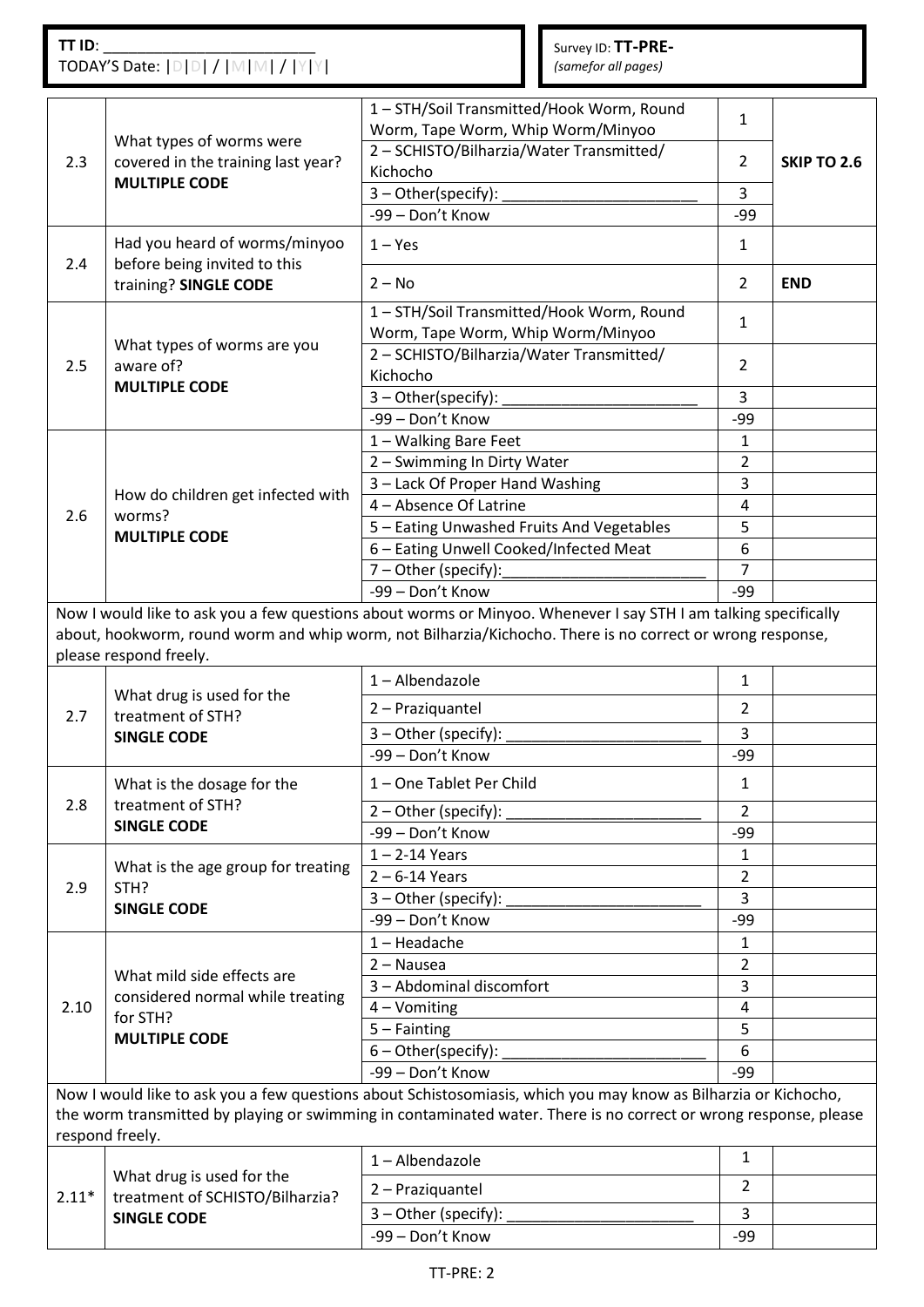TT ID: ________________________
TODAY'S Date: |D|D| / |M|M| / |Y|Y|

Survey ID: **TT-PRE-**
*(samefor all pages)*

| No. | Question | Response | Code | Skip |
|---|---|---|---|---|
| 2.3 | What types of worms were covered in the training last year? **MULTIPLE CODE** | 1 – STH/Soil Transmitted/Hook Worm, Round Worm, Tape Worm, Whip Worm/Minyoo | 1 | **SKIP TO 2.6** |
| | | 2 – SCHISTO/Bilharzia/Water Transmitted/ Kichocho | 2 | |
| | | 3 – Other(specify): ________________________ | 3 | |
| | | -99 – Don't Know | -99 | |
| 2.4 | Had you heard of worms/minyoo before being invited to this training? **SINGLE CODE** | 1 – Yes | 1 | |
| | | 2 – No | 2 | **END** |
| 2.5 | What types of worms are you aware of? **MULTIPLE CODE** | 1 – STH/Soil Transmitted/Hook Worm, Round Worm, Tape Worm, Whip Worm/Minyoo | 1 | |
| | | 2 – SCHISTO/Bilharzia/Water Transmitted/ Kichocho | 2 | |
| | | 3 – Other(specify): ________________________ | 3 | |
| | | -99 – Don't Know | -99 | |
| 2.6 | How do children get infected with worms? **MULTIPLE CODE** | 1 – Walking Bare Feet | 1 | |
| | | 2 – Swimming In Dirty Water | 2 | |
| | | 3 – Lack Of Proper Hand Washing | 3 | |
| | | 4 – Absence Of Latrine | 4 | |
| | | 5 – Eating Unwashed Fruits And Vegetables | 5 | |
| | | 6 – Eating Unwell Cooked/Infected Meat | 6 | |
| | | 7 – Other (specify):________________________ | 7 | |
| | | -99 – Don't Know | -99 | |

Now I would like to ask you a few questions about worms or Minyoo. Whenever I say STH I am talking specifically about, hookworm, round worm and whip worm, not Bilharzia/Kichocho. There is no correct or wrong response, please respond freely.

| No. | Question | Response | Code | Skip |
|---|---|---|---|---|
| 2.7 | What drug is used for the treatment of STH? **SINGLE CODE** | 1 – Albendazole | 1 | |
| | | 2 – Praziquantel | 2 | |
| | | 3 – Other (specify): ________________________ | 3 | |
| | | -99 – Don't Know | -99 | |
| 2.8 | What is the dosage for the treatment of STH? **SINGLE CODE** | 1 – One Tablet Per Child | 1 | |
| | | 2 – Other (specify): ________________________ | 2 | |
| | | -99 – Don't Know | -99 | |
| 2.9 | What is the age group for treating STH? **SINGLE CODE** | 1 – 2-14 Years | 1 | |
| | | 2 – 6-14 Years | 2 | |
| | | 3 – Other (specify): ________________________ | 3 | |
| | | -99 – Don't Know | -99 | |
| 2.10 | What mild side effects are considered normal while treating for STH? **MULTIPLE CODE** | 1 – Headache | 1 | |
| | | 2 – Nausea | 2 | |
| | | 3 – Abdominal discomfort | 3 | |
| | | 4 – Vomiting | 4 | |
| | | 5 – Fainting | 5 | |
| | | 6 – Other(specify): ________________________ | 6 | |
| | | -99 – Don't Know | -99 | |

Now I would like to ask you a few questions about Schistosomiasis, which you may know as Bilharzia or Kichocho, the worm transmitted by playing or swimming in contaminated water. There is no correct or wrong response, please respond freely.

| No. | Question | Response | Code | Skip |
|---|---|---|---|---|
| 2.11* | What drug is used for the treatment of SCHISTO/Bilharzia? **SINGLE CODE** | 1 – Albendazole | 1 | |
| | | 2 – Praziquantel | 2 | |
| | | 3 – Other (specify): ________________________ | 3 | |
| | | -99 – Don't Know | -99 | |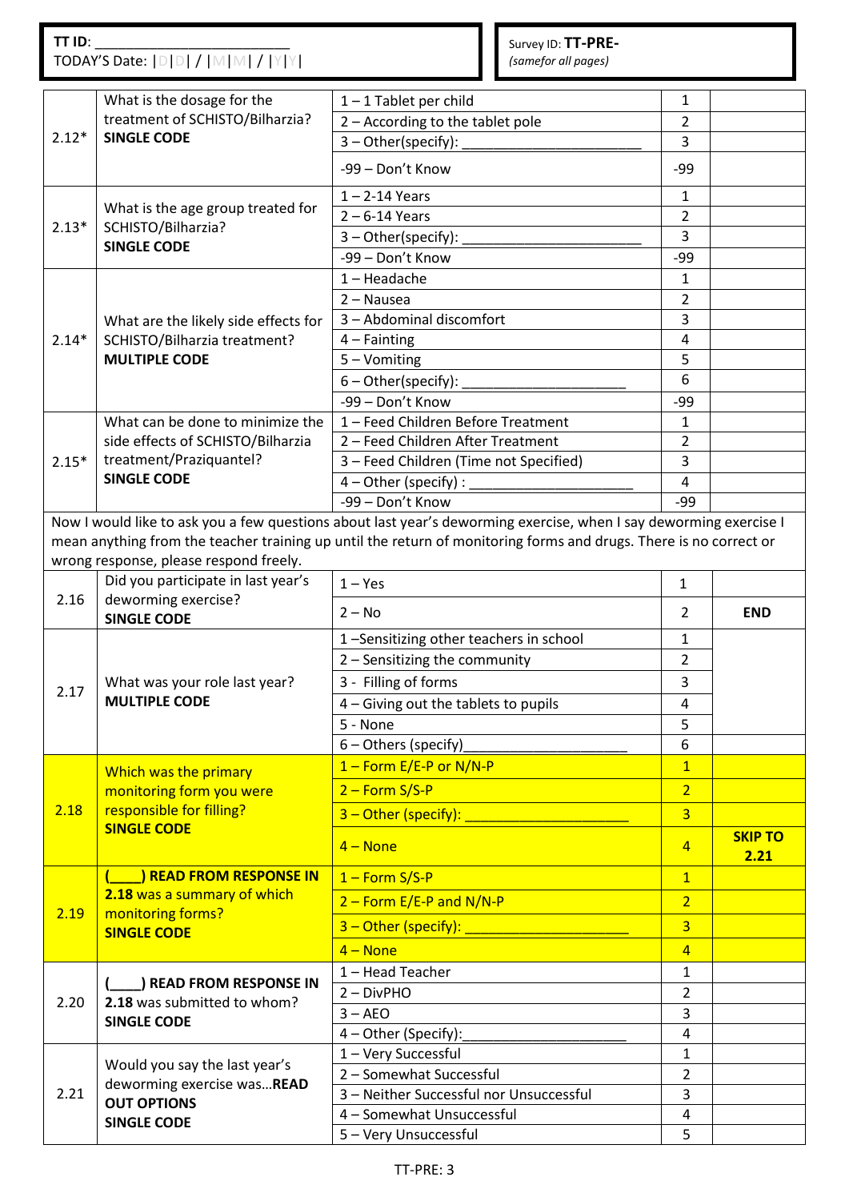| TT ID: ________________________ TODAY'S Date: \|D\|D\| / \|M\|M\| / \|Y\|Y\| | Survey ID: **TT-PRE-** *(samefor all pages)* |
|---|---|

| | | | | |
|---|---|---|---|---|
| 2.12* | What is the dosage for the treatment of SCHISTO/Bilharzia? **SINGLE CODE** | 1 – 1 Tablet per child | 1 | |
| | | 2 – According to the tablet pole | 2 | |
| | | 3 – Other(specify): ______________________ | 3 | |
| | | -99 – Don't Know | -99 | |
| 2.13* | What is the age group treated for SCHISTO/Bilharzia? **SINGLE CODE** | 1 – 2-14 Years | 1 | |
| | | 2 – 6-14 Years | 2 | |
| | | 3 – Other(specify): ______________________ | 3 | |
| | | -99 – Don't Know | -99 | |
| 2.14* | What are the likely side effects for SCHISTO/Bilharzia treatment? **MULTIPLE CODE** | 1 – Headache | 1 | |
| | | 2 – Nausea | 2 | |
| | | 3 – Abdominal discomfort | 3 | |
| | | 4 – Fainting | 4 | |
| | | 5 – Vomiting | 5 | |
| | | 6 – Other(specify): ____________________ | 6 | |
| | | -99 – Don't Know | -99 | |
| 2.15* | What can be done to minimize the side effects of SCHISTO/Bilharzia treatment/Praziquantel? **SINGLE CODE** | 1 – Feed Children Before Treatment | 1 | |
| | | 2 – Feed Children After Treatment | 2 | |
| | | 3 – Feed Children (Time not Specified) | 3 | |
| | | 4 – Other (specify) : ____________________ | 4 | |
| | | -99 – Don't Know | -99 | |

Now I would like to ask you a few questions about last year's deworming exercise, when I say deworming exercise I mean anything from the teacher training up until the return of monitoring forms and drugs. There is no correct or wrong response, please respond freely.

| | | | | |
|---|---|---|---|---|
| 2.16 | Did you participate in last year's deworming exercise? **SINGLE CODE** | 1 – Yes | 1 | |
| | | 2 – No | 2 | **END** |
| 2.17 | What was your role last year? **MULTIPLE CODE** | 1 –Sensitizing other teachers in school | 1 | |
| | | 2 – Sensitizing the community | 2 | |
| | | 3 - Filling of forms | 3 | |
| | | 4 – Giving out the tablets to pupils | 4 | |
| | | 5 - None | 5 | |
| | | 6 – Others (specify)____________________ | 6 | |
| 2.18 | Which was the primary monitoring form you were responsible for filling? **SINGLE CODE** | 1 – Form E/E-P or N/N-P | 1 | |
| | | 2 – Form S/S-P | 2 | |
| | | 3 – Other (specify): ____________________ | 3 | |
| | | 4 – None | 4 | **SKIP TO 2.21** |
| 2.19 | **(____) READ FROM RESPONSE IN 2.18** was a summary of which monitoring forms? **SINGLE CODE** | 1 – Form S/S-P | 1 | |
| | | 2 – Form E/E-P and N/N-P | 2 | |
| | | 3 – Other (specify): ____________________ | 3 | |
| | | 4 – None | 4 | |
| 2.20 | **(____) READ FROM RESPONSE IN 2.18** was submitted to whom? **SINGLE CODE** | 1 – Head Teacher | 1 | |
| | | 2 – DivPHO | 2 | |
| | | 3 – AEO | 3 | |
| | | 4 – Other (Specify):____________________ | 4 | |
| 2.21 | Would you say the last year's deworming exercise was…**READ OUT OPTIONS** **SINGLE CODE** | 1 – Very Successful | 1 | |
| | | 2 – Somewhat Successful | 2 | |
| | | 3 – Neither Successful nor Unsuccessful | 3 | |
| | | 4 – Somewhat Unsuccessful | 4 | |
| | | 5 – Very Unsuccessful | 5 | |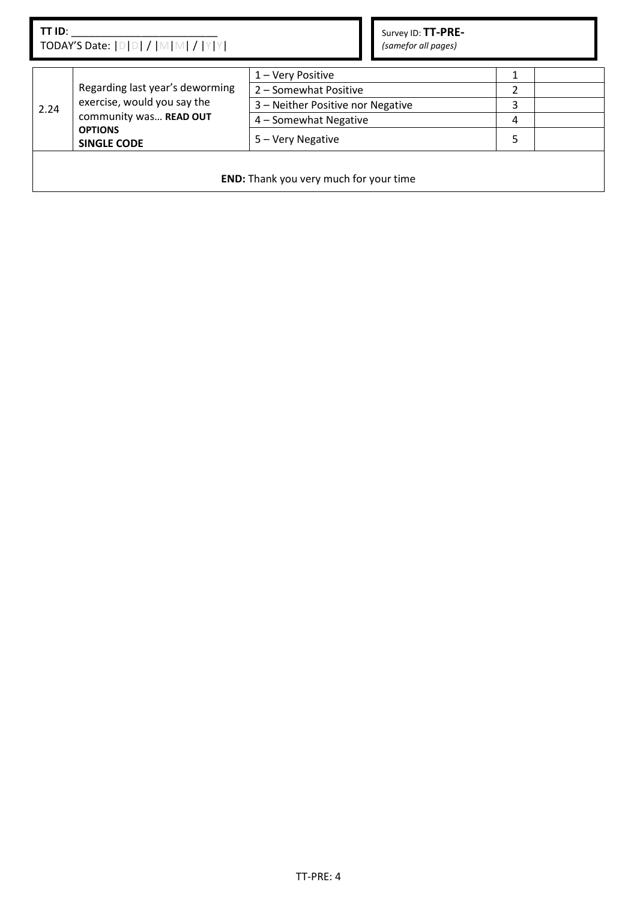**TT ID**: ________________________
TODAY'S Date: |D|D| / |M|M| / |Y|Y|

Survey ID: **TT-PRE-**
*(samefor all pages)*

| | | | | |
|---|---|---|---|---|
| 2.24 | Regarding last year's deworming exercise, would you say the community was… **READ OUT OPTIONS** **SINGLE CODE** | 1 – Very Positive | 1 | |
| | | 2 – Somewhat Positive | 2 | |
| | | 3 – Neither Positive nor Negative | 3 | |
| | | 4 – Somewhat Negative | 4 | |
| | | 5 – Very Negative | 5 | |

**END:** Thank you very much for your time